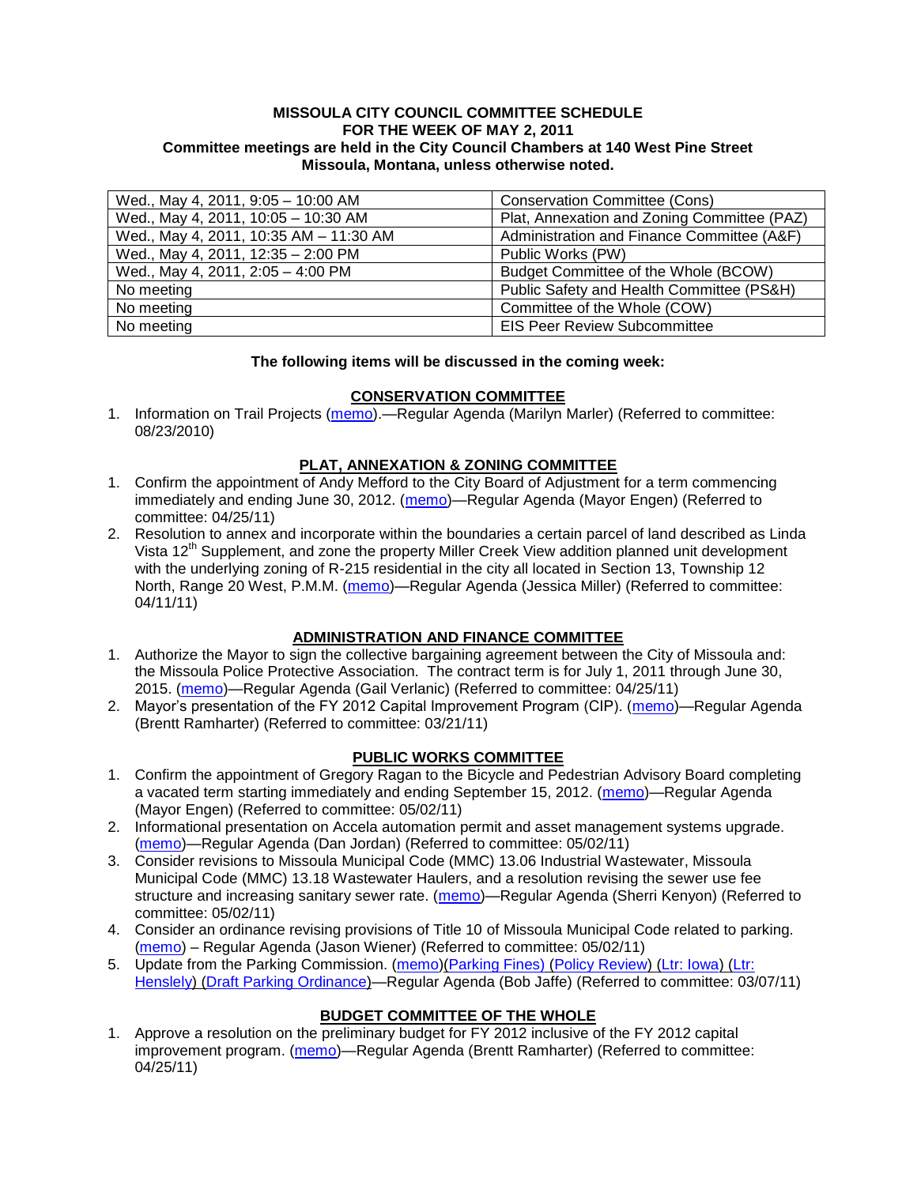**MISSOULA CITY COUNCIL COMMITTEE SCHEDULE**
**FOR THE WEEK OF MAY 2, 2011**
**Committee meetings are held in the City Council Chambers at 140 West Pine Street Missoula, Montana, unless otherwise noted.**

| | |
|---|---|
| Wed., May 4, 2011, 9:05 – 10:00 AM | Conservation Committee (Cons) |
| Wed., May 4, 2011, 10:05 – 10:30 AM | Plat, Annexation and Zoning Committee (PAZ) |
| Wed., May 4, 2011, 10:35 AM – 11:30 AM | Administration and Finance Committee (A&F) |
| Wed., May 4, 2011, 12:35 – 2:00 PM | Public Works (PW) |
| Wed., May 4, 2011, 2:05 – 4:00 PM | Budget Committee of the Whole (BCOW) |
| No meeting | Public Safety and Health Committee (PS&H) |
| No meeting | Committee of the Whole (COW) |
| No meeting | EIS Peer Review Subcommittee |

**The following items will be discussed in the coming week:**

**CONSERVATION COMMITTEE**

1. Information on Trail Projects (memo).—Regular Agenda (Marilyn Marler) (Referred to committee: 08/23/2010)

**PLAT, ANNEXATION & ZONING COMMITTEE**

1. Confirm the appointment of Andy Mefford to the City Board of Adjustment for a term commencing immediately and ending June 30, 2012. (memo)—Regular Agenda (Mayor Engen) (Referred to committee: 04/25/11)
2. Resolution to annex and incorporate within the boundaries a certain parcel of land described as Linda Vista 12th Supplement, and zone the property Miller Creek View addition planned unit development with the underlying zoning of R-215 residential in the city all located in Section 13, Township 12 North, Range 20 West, P.M.M. (memo)—Regular Agenda (Jessica Miller) (Referred to committee: 04/11/11)

**ADMINISTRATION AND FINANCE COMMITTEE**

1. Authorize the Mayor to sign the collective bargaining agreement between the City of Missoula and: the Missoula Police Protective Association. The contract term is for July 1, 2011 through June 30, 2015. (memo)—Regular Agenda (Gail Verlanic) (Referred to committee: 04/25/11)
2. Mayor's presentation of the FY 2012 Capital Improvement Program (CIP). (memo)—Regular Agenda (Brentt Ramharter) (Referred to committee: 03/21/11)

**PUBLIC WORKS COMMITTEE**

1. Confirm the appointment of Gregory Ragan to the Bicycle and Pedestrian Advisory Board completing a vacated term starting immediately and ending September 15, 2012. (memo)—Regular Agenda (Mayor Engen) (Referred to committee: 05/02/11)
2. Informational presentation on Accela automation permit and asset management systems upgrade. (memo)—Regular Agenda (Dan Jordan) (Referred to committee: 05/02/11)
3. Consider revisions to Missoula Municipal Code (MMC) 13.06 Industrial Wastewater, Missoula Municipal Code (MMC) 13.18 Wastewater Haulers, and a resolution revising the sewer use fee structure and increasing sanitary sewer rate. (memo)—Regular Agenda (Sherri Kenyon) (Referred to committee: 05/02/11)
4. Consider an ordinance revising provisions of Title 10 of Missoula Municipal Code related to parking. (memo) – Regular Agenda (Jason Wiener) (Referred to committee: 05/02/11)
5. Update from the Parking Commission. (memo)(Parking Fines) (Policy Review) (Ltr: Iowa) (Ltr: Hensley) (Draft Parking Ordinance)—Regular Agenda (Bob Jaffe) (Referred to committee: 03/07/11)

**BUDGET COMMITTEE OF THE WHOLE**

1. Approve a resolution on the preliminary budget for FY 2012 inclusive of the FY 2012 capital improvement program. (memo)—Regular Agenda (Brentt Ramharter) (Referred to committee: 04/25/11)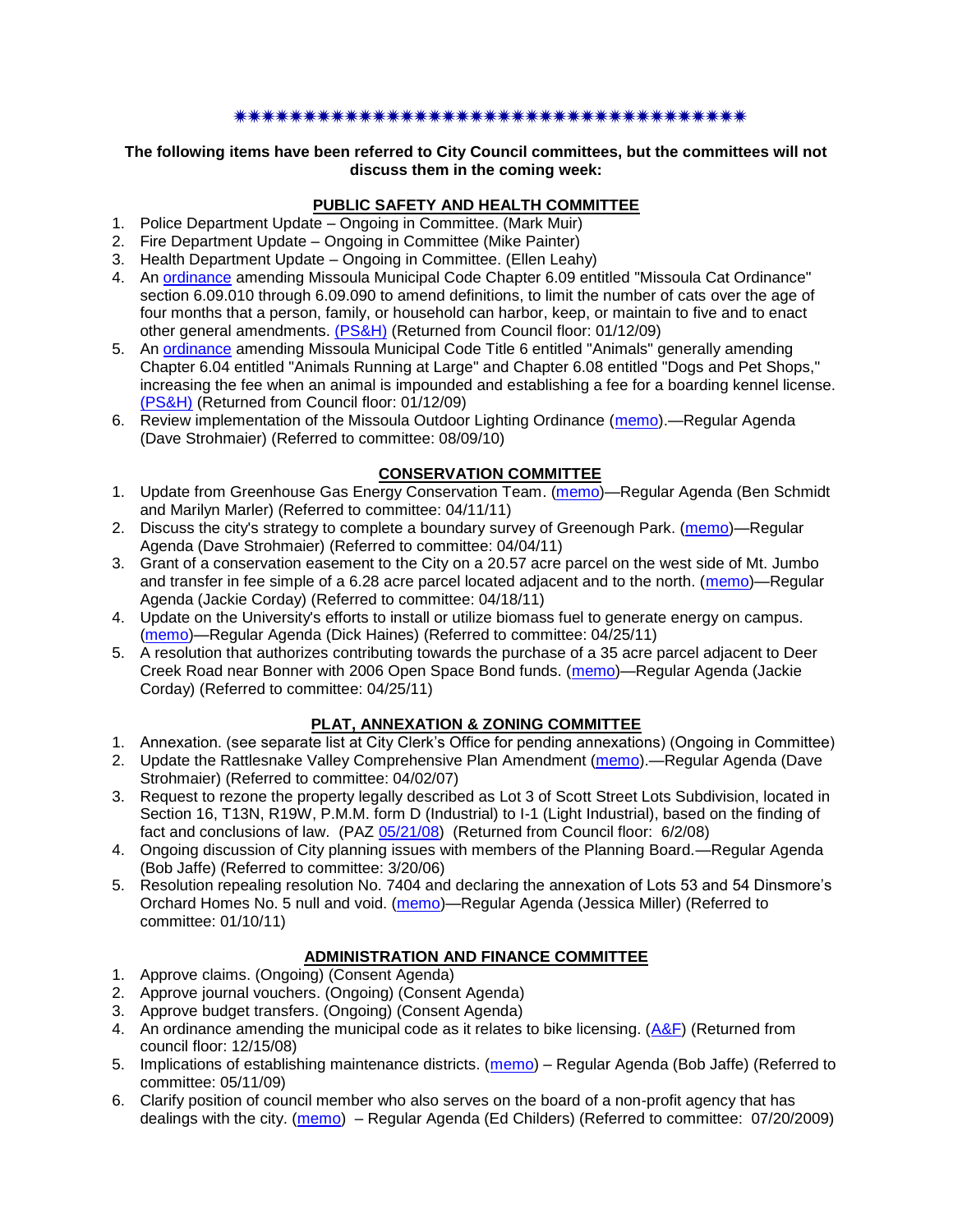✷✷✷✷✷✷✷✷✷✷✷✷✷✷✷✷✷✷✷✷✷✷✷✷✷✷✷✷✷✷✷✷✷✷✷✷✷✷

**The following items have been referred to City Council committees, but the committees will not discuss them in the coming week:**

## PUBLIC SAFETY AND HEALTH COMMITTEE

1. Police Department Update – Ongoing in Committee. (Mark Muir)
2. Fire Department Update – Ongoing in Committee (Mike Painter)
3. Health Department Update – Ongoing in Committee. (Ellen Leahy)
4. An ordinance amending Missoula Municipal Code Chapter 6.09 entitled "Missoula Cat Ordinance" section 6.09.010 through 6.09.090 to amend definitions, to limit the number of cats over the age of four months that a person, family, or household can harbor, keep, or maintain to five and to enact other general amendments. (PS&H) (Returned from Council floor: 01/12/09)
5. An ordinance amending Missoula Municipal Code Title 6 entitled "Animals" generally amending Chapter 6.04 entitled "Animals Running at Large" and Chapter 6.08 entitled "Dogs and Pet Shops," increasing the fee when an animal is impounded and establishing a fee for a boarding kennel license. (PS&H) (Returned from Council floor: 01/12/09)
6. Review implementation of the Missoula Outdoor Lighting Ordinance (memo).—Regular Agenda (Dave Strohmaier) (Referred to committee: 08/09/10)

## CONSERVATION COMMITTEE

1. Update from Greenhouse Gas Energy Conservation Team. (memo)—Regular Agenda (Ben Schmidt and Marilyn Marler) (Referred to committee: 04/11/11)
2. Discuss the city's strategy to complete a boundary survey of Greenough Park. (memo)—Regular Agenda (Dave Strohmaier) (Referred to committee: 04/04/11)
3. Grant of a conservation easement to the City on a 20.57 acre parcel on the west side of Mt. Jumbo and transfer in fee simple of a 6.28 acre parcel located adjacent and to the north. (memo)—Regular Agenda (Jackie Corday) (Referred to committee: 04/18/11)
4. Update on the University's efforts to install or utilize biomass fuel to generate energy on campus. (memo)—Regular Agenda (Dick Haines) (Referred to committee: 04/25/11)
5. A resolution that authorizes contributing towards the purchase of a 35 acre parcel adjacent to Deer Creek Road near Bonner with 2006 Open Space Bond funds. (memo)—Regular Agenda (Jackie Corday) (Referred to committee: 04/25/11)

## PLAT, ANNEXATION & ZONING COMMITTEE

1. Annexation. (see separate list at City Clerk's Office for pending annexations) (Ongoing in Committee)
2. Update the Rattlesnake Valley Comprehensive Plan Amendment (memo).—Regular Agenda (Dave Strohmaier) (Referred to committee: 04/02/07)
3. Request to rezone the property legally described as Lot 3 of Scott Street Lots Subdivision, located in Section 16, T13N, R19W, P.M.M. form D (Industrial) to I-1 (Light Industrial), based on the finding of fact and conclusions of law. (PAZ 05/21/08) (Returned from Council floor: 6/2/08)
4. Ongoing discussion of City planning issues with members of the Planning Board.—Regular Agenda (Bob Jaffe) (Referred to committee: 3/20/06)
5. Resolution repealing resolution No. 7404 and declaring the annexation of Lots 53 and 54 Dinsmore's Orchard Homes No. 5 null and void. (memo)—Regular Agenda (Jessica Miller) (Referred to committee: 01/10/11)

## ADMINISTRATION AND FINANCE COMMITTEE

1. Approve claims. (Ongoing) (Consent Agenda)
2. Approve journal vouchers. (Ongoing) (Consent Agenda)
3. Approve budget transfers. (Ongoing) (Consent Agenda)
4. An ordinance amending the municipal code as it relates to bike licensing. (A&F) (Returned from council floor: 12/15/08)
5. Implications of establishing maintenance districts. (memo) – Regular Agenda (Bob Jaffe) (Referred to committee: 05/11/09)
6. Clarify position of council member who also serves on the board of a non-profit agency that has dealings with the city. (memo) – Regular Agenda (Ed Childers) (Referred to committee: 07/20/2009)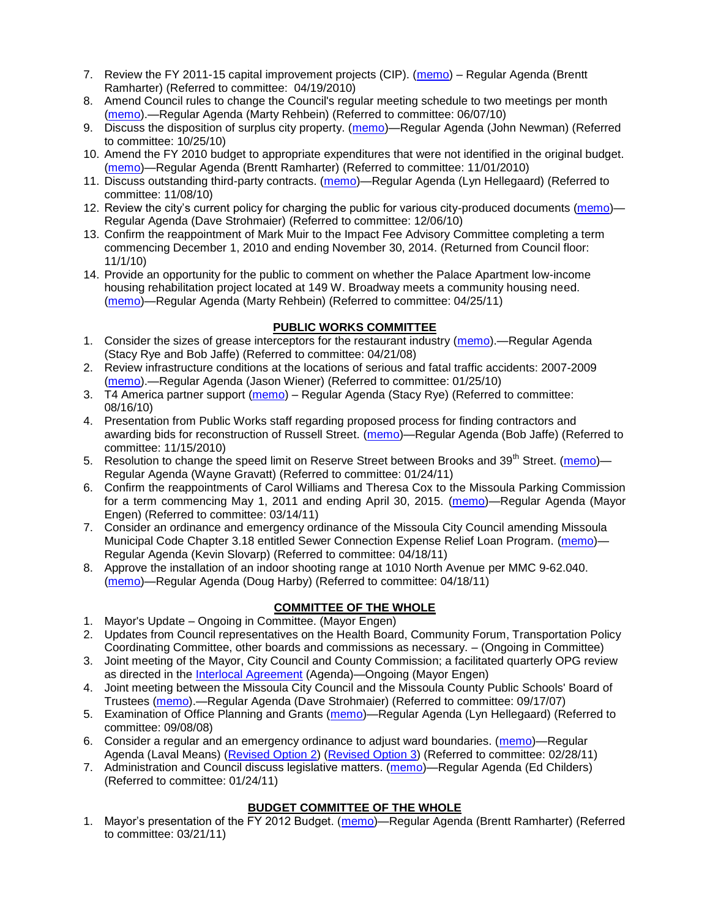7. Review the FY 2011-15 capital improvement projects (CIP). (memo) – Regular Agenda (Brentt Ramharter) (Referred to committee: 04/19/2010)
8. Amend Council rules to change the Council's regular meeting schedule to two meetings per month (memo).—Regular Agenda (Marty Rehbein) (Referred to committee: 06/07/10)
9. Discuss the disposition of surplus city property. (memo)—Regular Agenda (John Newman) (Referred to committee: 10/25/10)
10. Amend the FY 2010 budget to appropriate expenditures that were not identified in the original budget. (memo)—Regular Agenda (Brentt Ramharter) (Referred to committee: 11/01/2010)
11. Discuss outstanding third-party contracts. (memo)—Regular Agenda (Lyn Hellegaard) (Referred to committee: 11/08/10)
12. Review the city's current policy for charging the public for various city-produced documents (memo)—Regular Agenda (Dave Strohmaier) (Referred to committee: 12/06/10)
13. Confirm the reappointment of Mark Muir to the Impact Fee Advisory Committee completing a term commencing December 1, 2010 and ending November 30, 2014. (Returned from Council floor: 11/1/10)
14. Provide an opportunity for the public to comment on whether the Palace Apartment low-income housing rehabilitation project located at 149 W. Broadway meets a community housing need. (memo)—Regular Agenda (Marty Rehbein) (Referred to committee: 04/25/11)

## PUBLIC WORKS COMMITTEE

1. Consider the sizes of grease interceptors for the restaurant industry (memo).—Regular Agenda (Stacy Rye and Bob Jaffe) (Referred to committee: 04/21/08)
2. Review infrastructure conditions at the locations of serious and fatal traffic accidents: 2007-2009 (memo).—Regular Agenda (Jason Wiener) (Referred to committee: 01/25/10)
3. T4 America partner support (memo) – Regular Agenda (Stacy Rye) (Referred to committee: 08/16/10)
4. Presentation from Public Works staff regarding proposed process for finding contractors and awarding bids for reconstruction of Russell Street. (memo)—Regular Agenda (Bob Jaffe) (Referred to committee: 11/15/2010)
5. Resolution to change the speed limit on Reserve Street between Brooks and 39th Street. (memo)—Regular Agenda (Wayne Gravatt) (Referred to committee: 01/24/11)
6. Confirm the reappointments of Carol Williams and Theresa Cox to the Missoula Parking Commission for a term commencing May 1, 2011 and ending April 30, 2015. (memo)—Regular Agenda (Mayor Engen) (Referred to committee: 03/14/11)
7. Consider an ordinance and emergency ordinance of the Missoula City Council amending Missoula Municipal Code Chapter 3.18 entitled Sewer Connection Expense Relief Loan Program. (memo)—Regular Agenda (Kevin Slovarp) (Referred to committee: 04/18/11)
8. Approve the installation of an indoor shooting range at 1010 North Avenue per MMC 9-62.040. (memo)—Regular Agenda (Doug Harby) (Referred to committee: 04/18/11)

## COMMITTEE OF THE WHOLE

1. Mayor's Update – Ongoing in Committee. (Mayor Engen)
2. Updates from Council representatives on the Health Board, Community Forum, Transportation Policy Coordinating Committee, other boards and commissions as necessary. – (Ongoing in Committee)
3. Joint meeting of the Mayor, City Council and County Commission; a facilitated quarterly OPG review as directed in the Interlocal Agreement (Agenda)—Ongoing (Mayor Engen)
4. Joint meeting between the Missoula City Council and the Missoula County Public Schools' Board of Trustees (memo).—Regular Agenda (Dave Strohmaier) (Referred to committee: 09/17/07)
5. Examination of Office Planning and Grants (memo)—Regular Agenda (Lyn Hellegaard) (Referred to committee: 09/08/08)
6. Consider a regular and an emergency ordinance to adjust ward boundaries. (memo)—Regular Agenda (Laval Means) (Revised Option 2) (Revised Option 3) (Referred to committee: 02/28/11)
7. Administration and Council discuss legislative matters. (memo)—Regular Agenda (Ed Childers) (Referred to committee: 01/24/11)

## BUDGET COMMITTEE OF THE WHOLE

1. Mayor's presentation of the FY 2012 Budget. (memo)—Regular Agenda (Brentt Ramharter) (Referred to committee: 03/21/11)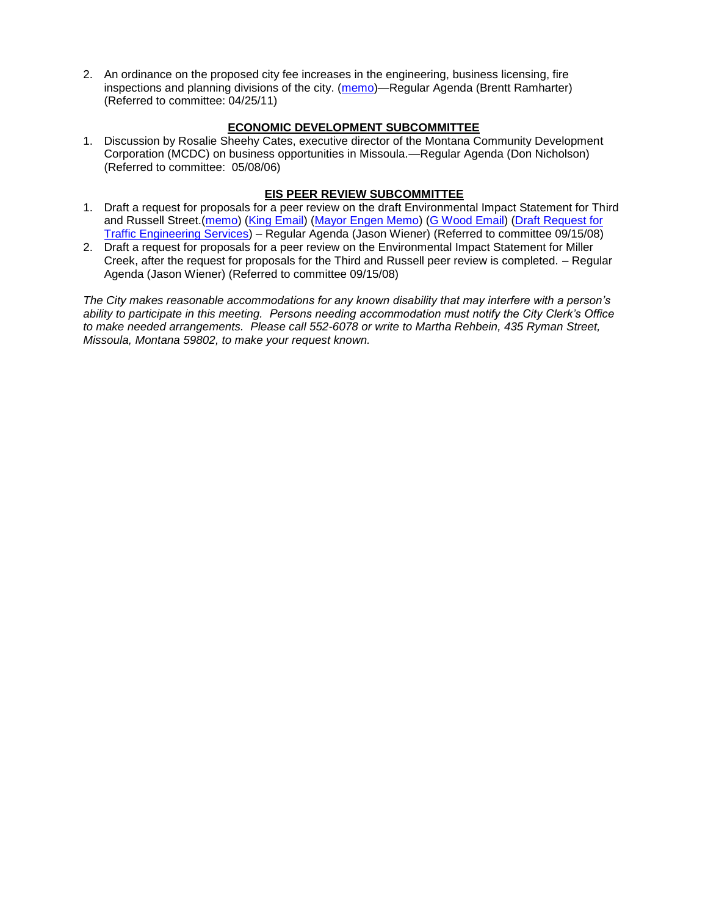2. An ordinance on the proposed city fee increases in the engineering, business licensing, fire inspections and planning divisions of the city. (memo)—Regular Agenda (Brentt Ramharter) (Referred to committee: 04/25/11)

**ECONOMIC DEVELOPMENT SUBCOMMITTEE**

1. Discussion by Rosalie Sheehy Cates, executive director of the Montana Community Development Corporation (MCDC) on business opportunities in Missoula.—Regular Agenda (Don Nicholson) (Referred to committee: 05/08/06)

**EIS PEER REVIEW SUBCOMMITTEE**

1. Draft a request for proposals for a peer review on the draft Environmental Impact Statement for Third and Russell Street.(memo) (King Email) (Mayor Engen Memo) (G Wood Email) (Draft Request for Traffic Engineering Services) – Regular Agenda (Jason Wiener) (Referred to committee 09/15/08)
2. Draft a request for proposals for a peer review on the Environmental Impact Statement for Miller Creek, after the request for proposals for the Third and Russell peer review is completed. – Regular Agenda (Jason Wiener) (Referred to committee 09/15/08)

*The City makes reasonable accommodations for any known disability that may interfere with a person's ability to participate in this meeting. Persons needing accommodation must notify the City Clerk's Office to make needed arrangements. Please call 552-6078 or write to Martha Rehbein, 435 Ryman Street, Missoula, Montana 59802, to make your request known.*